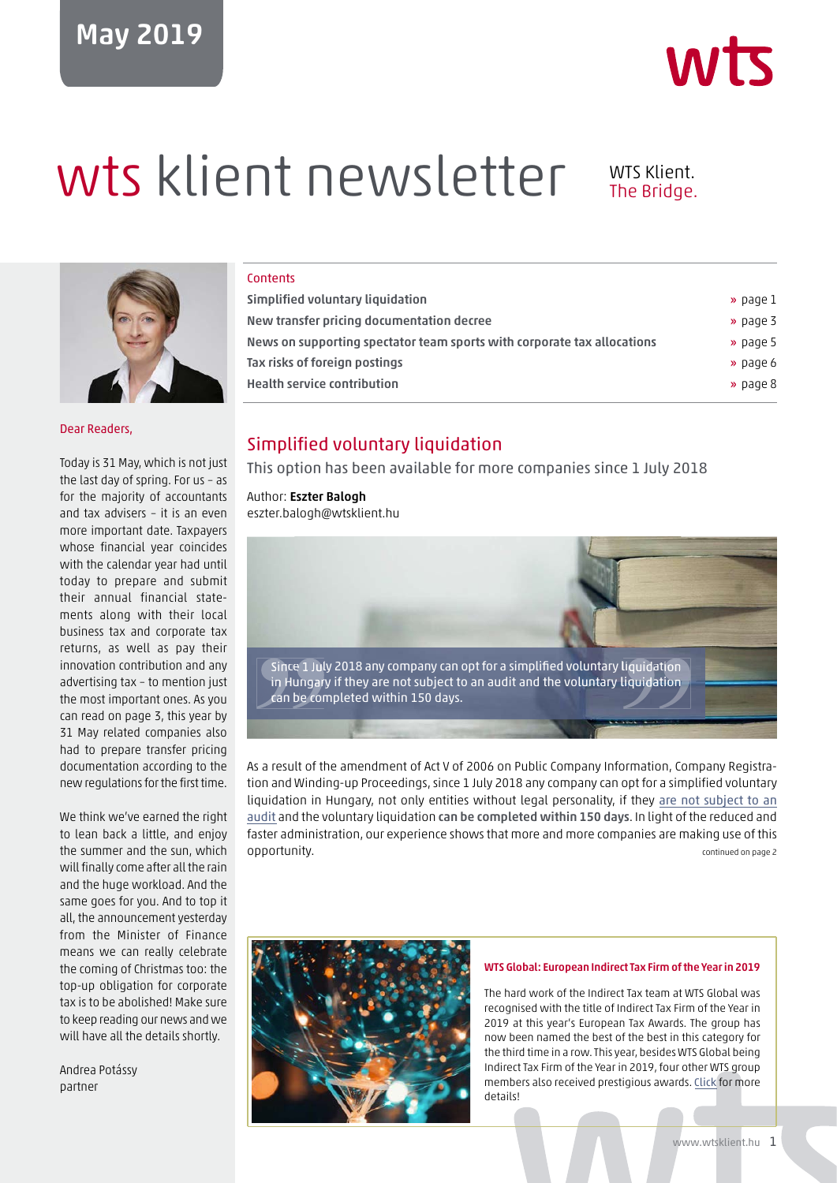May 2019

# wts klient newsletter

WTS Klient.
The Bridge.

Contents

| | |
|---|---|
| **Simplified voluntary liquidation** | » page 1 |
| **New transfer pricing documentation decree** | » page 3 |
| **News on supporting spectator team sports with corporate tax allocations** | » page 5 |
| **Tax risks of foreign postings** | » page 6 |
| **Health service contribution** | » page 8 |

Dear Readers,

Today is 31 May, which is not just the last day of spring. For us – as for the majority of accountants and tax advisers – it is an even more important date. Taxpayers whose financial year coincides with the calendar year had until today to prepare and submit their annual financial statements along with their local business tax and corporate tax returns, as well as pay their innovation contribution and any advertising tax – to mention just the most important ones. As you can read on page 3, this year by 31 May related companies also had to prepare transfer pricing documentation according to the new regulations for the first time.

We think we've earned the right to lean back a little, and enjoy the summer and the sun, which will finally come after all the rain and the huge workload. And the same goes for you. And to top it all, the announcement yesterday from the Minister of Finance means we can really celebrate the coming of Christmas too: the top-up obligation for corporate tax is to be abolished! Make sure to keep reading our news and we will have all the details shortly.

Andrea Potássy
partner

## Simplified voluntary liquidation

This option has been available for more companies since 1 July 2018

Author: **Eszter Balogh**
eszter.balogh@wtsklient.hu

> Since 1 July 2018 any company can opt for a simplified voluntary liquidation in Hungary if they are not subject to an audit and the voluntary liquidation can be completed within 150 days.

As a result of the amendment of Act V of 2006 on Public Company Information, Company Registration and Winding-up Proceedings, since 1 July 2018 any company can opt for a simplified voluntary liquidation in Hungary, not only entities without legal personality, if they are not subject to an audit and the voluntary liquidation **can be completed within 150 days**. In light of the reduced and faster administration, our experience shows that more and more companies are making use of this opportunity.

continued on page 2

**WTS Global: European Indirect Tax Firm of the Year in 2019**

The hard work of the Indirect Tax team at WTS Global was recognised with the title of Indirect Tax Firm of the Year in 2019 at this year's European Tax Awards. The group has now been named the best of the best in this category for the third time in a row. This year, besides WTS Global being Indirect Tax Firm of the Year in 2019, four other WTS group members also received prestigious awards. Click for more details!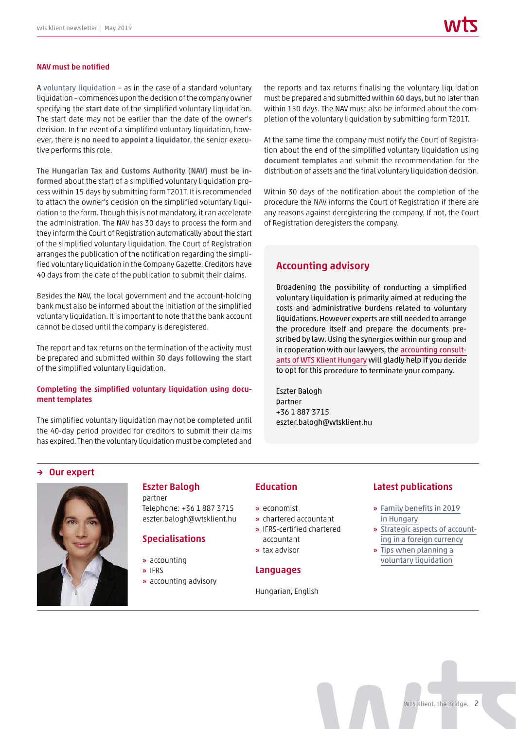### NAV must be notified

A voluntary liquidation – as in the case of a standard voluntary liquidation – commences upon the decision of the company owner specifying the **start date** of the simplified voluntary liquidation. The start date may not be earlier than the date of the owner's decision. In the event of a simplified voluntary liquidation, however, there is **no need to appoint a liquidator**, the senior executive performs this role.

**The Hungarian Tax and Customs Authority (NAV) must be informed** about the start of a simplified voluntary liquidation process within 15 days by submitting form T201T. It is recommended to attach the owner's decision on the simplified voluntary liquidation to the form. Though this is not mandatory, it can accelerate the administration. The NAV has 30 days to process the form and they inform the Court of Registration automatically about the start of the simplified voluntary liquidation. The Court of Registration arranges the publication of the notification regarding the simplified voluntary liquidation in the Company Gazette. Creditors have 40 days from the date of the publication to submit their claims.

Besides the NAV, the local government and the account-holding bank must also be informed about the initiation of the simplified voluntary liquidation. It is important to note that the bank account cannot be closed until the company is deregistered.

The report and tax returns on the termination of the activity must be prepared and submitted **within 30 days following the start** of the simplified voluntary liquidation.

### Completing the simplified voluntary liquidation using document templates

The simplified voluntary liquidation may not be **completed** until the 40-day period provided for creditors to submit their claims has expired. Then the voluntary liquidation must be completed and the reports and tax returns finalising the voluntary liquidation must be prepared and submitted **within 60 days**, but no later than within 150 days. The NAV must also be informed about the completion of the voluntary liquidation by submitting form T201T.

At the same time the company must notify the Court of Registration about the end of the simplified voluntary liquidation using **document templates** and submit the recommendation for the distribution of assets and the final voluntary liquidation decision.

Within 30 days of the notification about the completion of the procedure the NAV informs the Court of Registration if there are any reasons against deregistering the company. If not, the Court of Registration deregisters the company.

## Accounting advisory

Broadening the possibility of conducting a simplified voluntary liquidation is primarily aimed at reducing the costs and administrative burdens related to voluntary liquidations. However experts are still needed to arrange the procedure itself and prepare the documents prescribed by law. Using the synergies within our group and in cooperation with our lawyers, the accounting consultants of WTS Klient Hungary will gladly help if you decide to opt for this procedure to terminate your company.

Eszter Balogh
partner
+36 1 887 3715
eszter.balogh@wtsklient.hu

## → Our expert

### Eszter Balogh

partner
Telephone: +36 1 887 3715
eszter.balogh@wtsklient.hu

### Specialisations

- accounting
- IFRS
- accounting advisory

### Education

- economist
- chartered accountant
- IFRS-certified chartered accountant
- tax advisor

### Languages

Hungarian, English

### Latest publications

- Family benefits in 2019 in Hungary
- Strategic aspects of accounting in a foreign currency
- Tips when planning a voluntary liquidation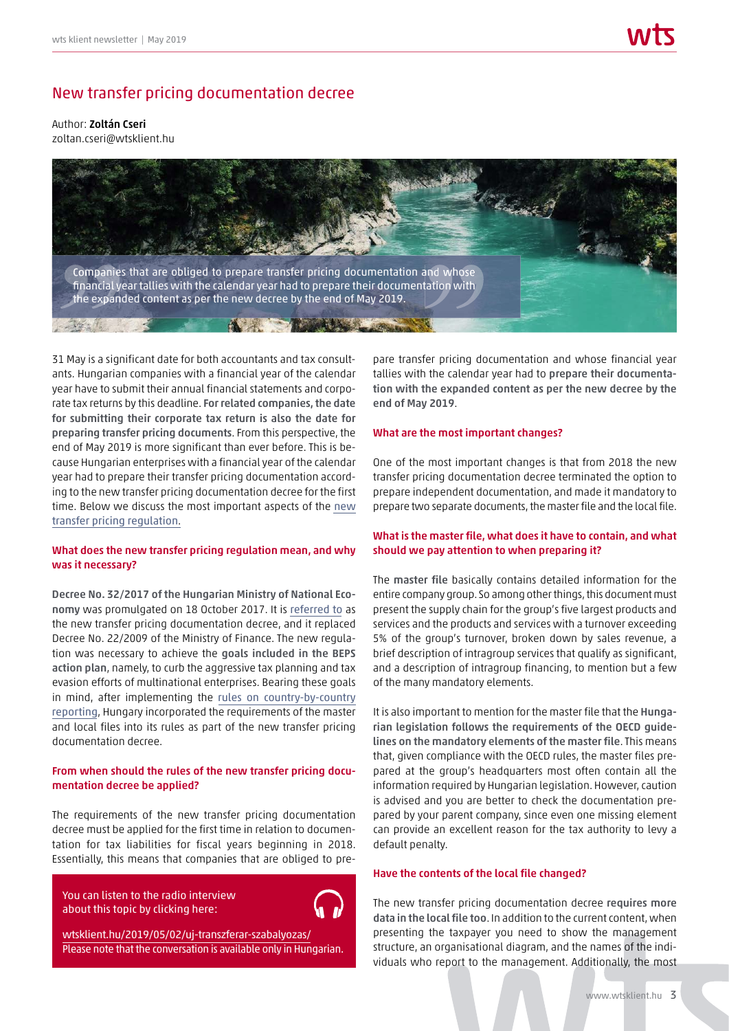# New transfer pricing documentation decree

Author: **Zoltán Cseri**
zoltan.cseri@wtsklient.hu

> Companies that are obliged to prepare transfer pricing documentation and whose financial year tallies with the calendar year had to prepare their documentation with the expanded content as per the new decree by the end of May 2019.

31 May is a significant date for both accountants and tax consultants. Hungarian companies with a financial year of the calendar year have to submit their annual financial statements and corporate tax returns by this deadline. **For related companies, the date for submitting their corporate tax return is also the date for preparing transfer pricing documents**. From this perspective, the end of May 2019 is more significant than ever before. This is because Hungarian enterprises with a financial year of the calendar year had to prepare their transfer pricing documentation according to the new transfer pricing documentation decree for the first time. Below we discuss the most important aspects of the new transfer pricing regulation.

### What does the new transfer pricing regulation mean, and why was it necessary?

**Decree No. 32/2017 of the Hungarian Ministry of National Economy** was promulgated on 18 October 2017. It is referred to as the new transfer pricing documentation decree, and it replaced Decree No. 22/2009 of the Ministry of Finance. The new regulation was necessary to achieve the **goals included in the BEPS action plan**, namely, to curb the aggressive tax planning and tax evasion efforts of multinational enterprises. Bearing these goals in mind, after implementing the rules on country-by-country reporting, Hungary incorporated the requirements of the master and local files into its rules as part of the new transfer pricing documentation decree.

### From when should the rules of the new transfer pricing documentation decree be applied?

The requirements of the new transfer pricing documentation decree must be applied for the first time in relation to documentation for tax liabilities for fiscal years beginning in 2018. Essentially, this means that companies that are obliged to prepare transfer pricing documentation and whose financial year tallies with the calendar year had to **prepare their documentation with the expanded content as per the new decree by the end of May 2019**.

> You can listen to the radio interview about this topic by clicking here:
>
> wtsklient.hu/2019/05/02/uj-transzferar-szabalyozas/
> Please note that the conversation is available only in Hungarian.

### What are the most important changes?

One of the most important changes is that from 2018 the new transfer pricing documentation decree terminated the option to prepare independent documentation, and made it mandatory to prepare two separate documents, the master file and the local file.

### What is the master file, what does it have to contain, and what should we pay attention to when preparing it?

The **master file** basically contains detailed information for the entire company group. So among other things, this document must present the supply chain for the group's five largest products and services and the products and services with a turnover exceeding 5% of the group's turnover, broken down by sales revenue, a brief description of intragroup services that qualify as significant, and a description of intragroup financing, to mention but a few of the many mandatory elements.

It is also important to mention for the master file that the **Hungarian legislation follows the requirements of the OECD guidelines on the mandatory elements of the master file**. This means that, given compliance with the OECD rules, the master files prepared at the group's headquarters most often contain all the information required by Hungarian legislation. However, caution is advised and you are better to check the documentation prepared by your parent company, since even one missing element can provide an excellent reason for the tax authority to levy a default penalty.

### Have the contents of the local file changed?

The new transfer pricing documentation decree **requires more data in the local file too**. In addition to the current content, when presenting the taxpayer you need to show the management structure, an organisational diagram, and the names of the individuals who report to the management. Additionally, the most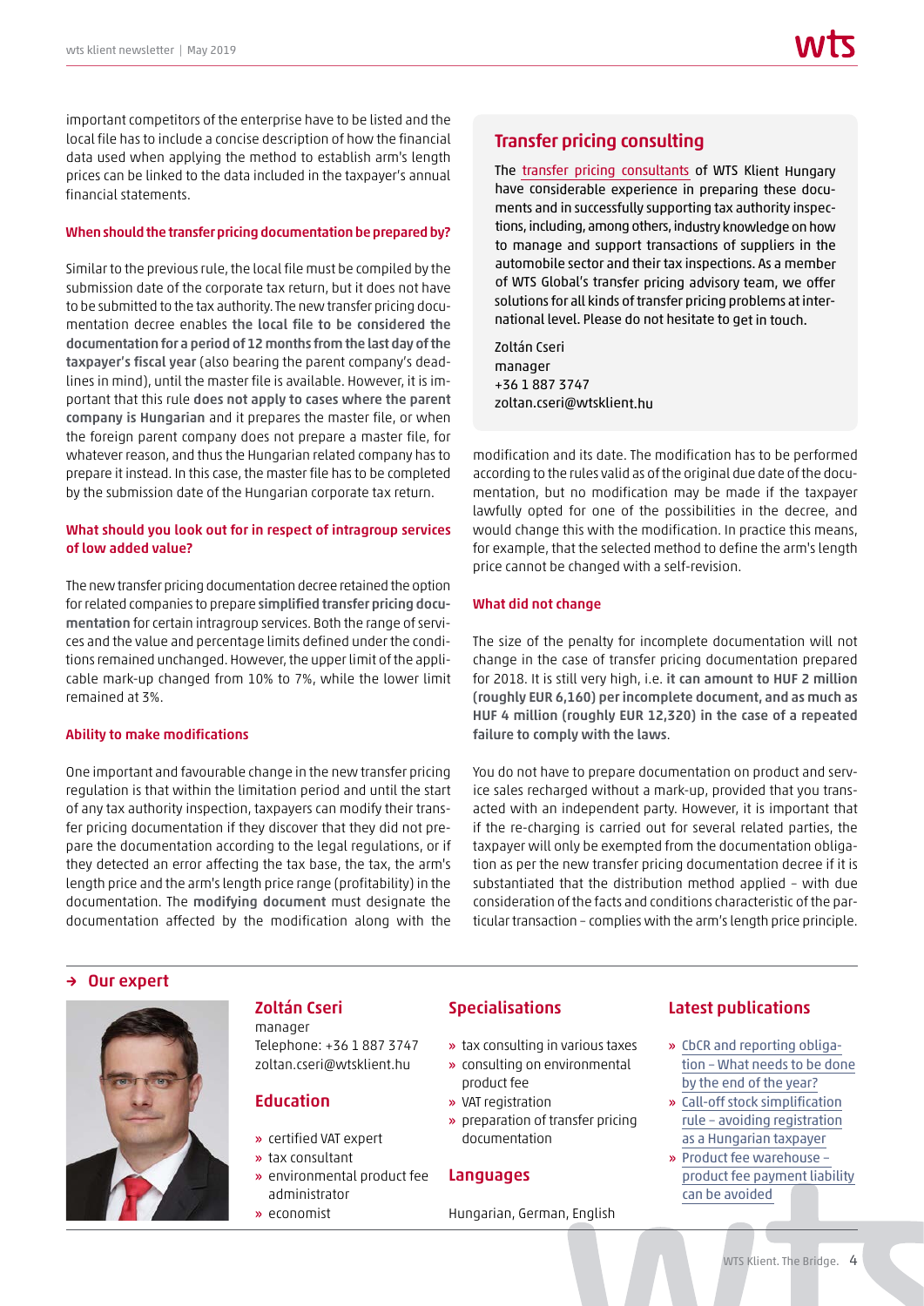important competitors of the enterprise have to be listed and the local file has to include a concise description of how the financial data used when applying the method to establish arm's length prices can be linked to the data included in the taxpayer's annual financial statements.

### When should the transfer pricing documentation be prepared by?

Similar to the previous rule, the local file must be compiled by the submission date of the corporate tax return, but it does not have to be submitted to the tax authority. The new transfer pricing documentation decree enables **the local file to be considered the documentation for a period of 12 months from the last day of the taxpayer's fiscal year** (also bearing the parent company's deadlines in mind), until the master file is available. However, it is important that this rule **does not apply to cases where the parent company is Hungarian** and it prepares the master file, or when the foreign parent company does not prepare a master file, for whatever reason, and thus the Hungarian related company has to prepare it instead. In this case, the master file has to be completed by the submission date of the Hungarian corporate tax return.

### What should you look out for in respect of intragroup services of low added value?

The new transfer pricing documentation decree retained the option for related companies to prepare **simplified transfer pricing documentation** for certain intragroup services. Both the range of services and the value and percentage limits defined under the conditions remained unchanged. However, the upper limit of the applicable mark-up changed from 10% to 7%, while the lower limit remained at 3%.

### Ability to make modifications

One important and favourable change in the new transfer pricing regulation is that within the limitation period and until the start of any tax authority inspection, taxpayers can modify their transfer pricing documentation if they discover that they did not prepare the documentation according to the legal regulations, or if they detected an error affecting the tax base, the tax, the arm's length price and the arm's length price range (profitability) in the documentation. The **modifying document** must designate the documentation affected by the modification along with the modification and its date. The modification has to be performed according to the rules valid as of the original due date of the documentation, but no modification may be made if the taxpayer lawfully opted for one of the possibilities in the decree, and would change this with the modification. In practice this means, for example, that the selected method to define the arm's length price cannot be changed with a self-revision.

### What did not change

The size of the penalty for incomplete documentation will not change in the case of transfer pricing documentation prepared for 2018. It is still very high, i.e. **it can amount to HUF 2 million (roughly EUR 6,160) per incomplete document, and as much as HUF 4 million (roughly EUR 12,320) in the case of a repeated failure to comply with the laws**.

You do not have to prepare documentation on product and service sales recharged without a mark-up, provided that you transacted with an independent party. However, it is important that if the re-charging is carried out for several related parties, the taxpayer will only be exempted from the documentation obligation as per the new transfer pricing documentation decree if it is substantiated that the distribution method applied – with due consideration of the facts and conditions characteristic of the particular transaction – complies with the arm's length price principle.

## Transfer pricing consulting

The transfer pricing consultants of WTS Klient Hungary have considerable experience in preparing these documents and in successfully supporting tax authority inspections, including, among others, industry knowledge on how to manage and support transactions of suppliers in the automobile sector and their tax inspections. As a member of WTS Global's transfer pricing advisory team, we offer solutions for all kinds of transfer pricing problems at international level. Please do not hesitate to get in touch.

Zoltán Cseri  
manager  
+36 1 887 3747  
zoltan.cseri@wtsklient.hu

## → Our expert

### Zoltán Cseri

manager  
Telephone: +36 1 887 3747  
zoltan.cseri@wtsklient.hu

### Education

- certified VAT expert
- tax consultant
- environmental product fee administrator
- economist

### Specialisations

- tax consulting in various taxes
- consulting on environmental product fee
- VAT registration
- preparation of transfer pricing documentation

### Languages

Hungarian, German, English

### Latest publications

- CbCR and reporting obligation – What needs to be done by the end of the year?
- Call-off stock simplification rule – avoiding registration as a Hungarian taxpayer
- Product fee warehouse – product fee payment liability can be avoided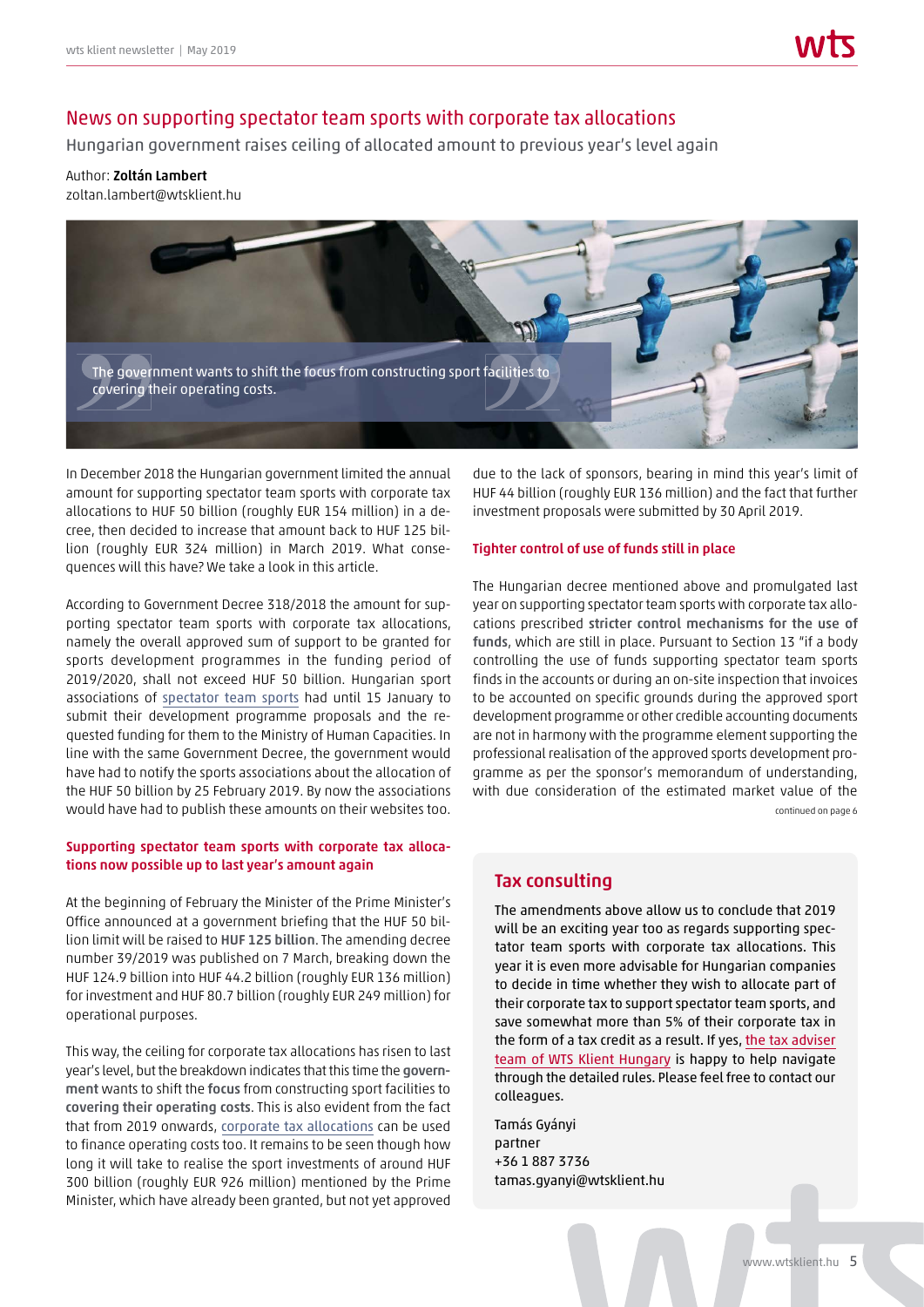# News on supporting spectator team sports with corporate tax allocations

Hungarian government raises ceiling of allocated amount to previous year's level again

Author: **Zoltán Lambert**
zoltan.lambert@wtsklient.hu

> The government wants to shift the focus from constructing sport facilities to covering their operating costs.

In December 2018 the Hungarian government limited the annual amount for supporting spectator team sports with corporate tax allocations to HUF 50 billion (roughly EUR 154 million) in a decree, then decided to increase that amount back to HUF 125 billion (roughly EUR 324 million) in March 2019. What consequences will this have? We take a look in this article.

According to Government Decree 318/2018 the amount for supporting spectator team sports with corporate tax allocations, namely the overall approved sum of support to be granted for sports development programmes in the funding period of 2019/2020, shall not exceed HUF 50 billion. Hungarian sport associations of spectator team sports had until 15 January to submit their development programme proposals and the requested funding for them to the Ministry of Human Capacities. In line with the same Government Decree, the government would have had to notify the sports associations about the allocation of the HUF 50 billion by 25 February 2019. By now the associations would have had to publish these amounts on their websites too.

### Supporting spectator team sports with corporate tax allocations now possible up to last year's amount again

At the beginning of February the Minister of the Prime Minister's Office announced at a government briefing that the HUF 50 billion limit will be raised to **HUF 125 billion**. The amending decree number 39/2019 was published on 7 March, breaking down the HUF 124.9 billion into HUF 44.2 billion (roughly EUR 136 million) for investment and HUF 80.7 billion (roughly EUR 249 million) for operational purposes.

This way, the ceiling for corporate tax allocations has risen to last year's level, but the breakdown indicates that this time the **government** wants to shift the **focus** from constructing sport facilities to **covering their operating costs**. This is also evident from the fact that from 2019 onwards, corporate tax allocations can be used to finance operating costs too. It remains to be seen though how long it will take to realise the sport investments of around HUF 300 billion (roughly EUR 926 million) mentioned by the Prime Minister, which have already been granted, but not yet approved due to the lack of sponsors, bearing in mind this year's limit of HUF 44 billion (roughly EUR 136 million) and the fact that further investment proposals were submitted by 30 April 2019.

### Tighter control of use of funds still in place

The Hungarian decree mentioned above and promulgated last year on supporting spectator team sports with corporate tax allocations prescribed **stricter control mechanisms for the use of funds**, which are still in place. Pursuant to Section 13 "if a body controlling the use of funds supporting spectator team sports finds in the accounts or during an on-site inspection that invoices to be accounted on specific grounds during the approved sport development programme or other credible accounting documents are not in harmony with the programme element supporting the professional realisation of the approved sports development programme as per the sponsor's memorandum of understanding, with due consideration of the estimated market value of the

continued on page 6

## Tax consulting

The amendments above allow us to conclude that 2019 will be an exciting year too as regards supporting spectator team sports with corporate tax allocations. This year it is even more advisable for Hungarian companies to decide in time whether they wish to allocate part of their corporate tax to support spectator team sports, and save somewhat more than 5% of their corporate tax in the form of a tax credit as a result. If yes, the tax adviser team of WTS Klient Hungary is happy to help navigate through the detailed rules. Please feel free to contact our colleagues.

Tamás Gyányi
partner
+36 1 887 3736
tamas.gyanyi@wtsklient.hu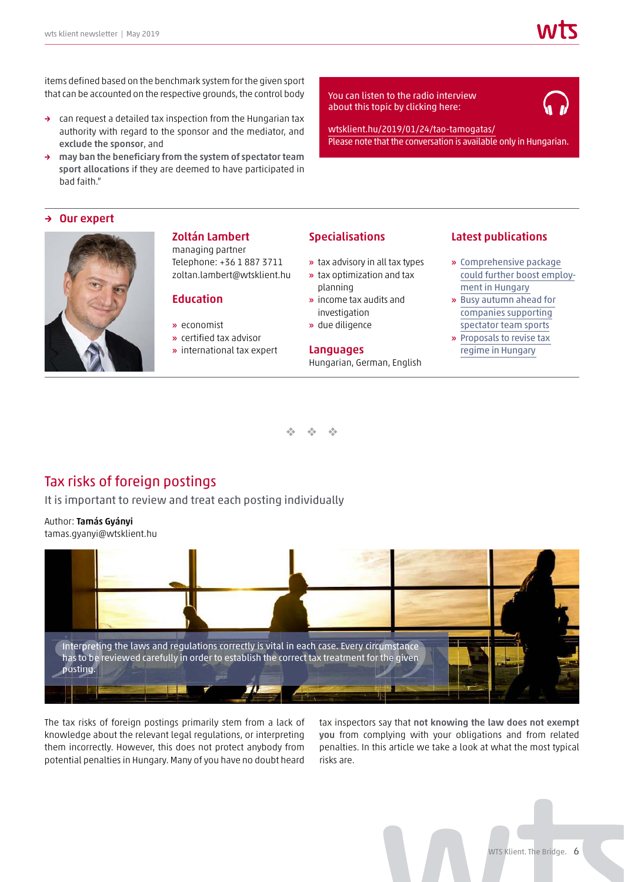items defined based on the benchmark system for the given sport that can be accounted on the respective grounds, the control body

- can request a detailed tax inspection from the Hungarian tax authority with regard to the sponsor and the mediator, and **exclude the sponsor**, and
- **may ban the beneficiary from the system of spectator team sport allocations** if they are deemed to have participated in bad faith."

You can listen to the radio interview about this topic by clicking here:

wtsklient.hu/2019/01/24/tao-tamogatas/
Please note that the conversation is available only in Hungarian.

## Our expert

### Zoltán Lambert

managing partner
Telephone: +36 1 887 3711
zoltan.lambert@wtsklient.hu

### Education

- economist
- certified tax advisor
- international tax expert

### Specialisations

- tax advisory in all tax types
- tax optimization and tax planning
- income tax audits and investigation
- due diligence

### Languages

Hungarian, German, English

### Latest publications

- Comprehensive package could further boost employment in Hungary
- Busy autumn ahead for companies supporting spectator team sports
- Proposals to revise tax regime in Hungary

# Tax risks of foreign postings

It is important to review and treat each posting individually

Author: **Tamás Gyányi**
tamas.gyanyi@wtsklient.hu

Interpreting the laws and regulations correctly is vital in each case. Every circumstance has to be reviewed carefully in order to establish the correct tax treatment for the given posting.

The tax risks of foreign postings primarily stem from a lack of knowledge about the relevant legal regulations, or interpreting them incorrectly. However, this does not protect anybody from potential penalties in Hungary. Many of you have no doubt heard tax inspectors say that **not knowing the law does not exempt you** from complying with your obligations and from related penalties. In this article we take a look at what the most typical risks are.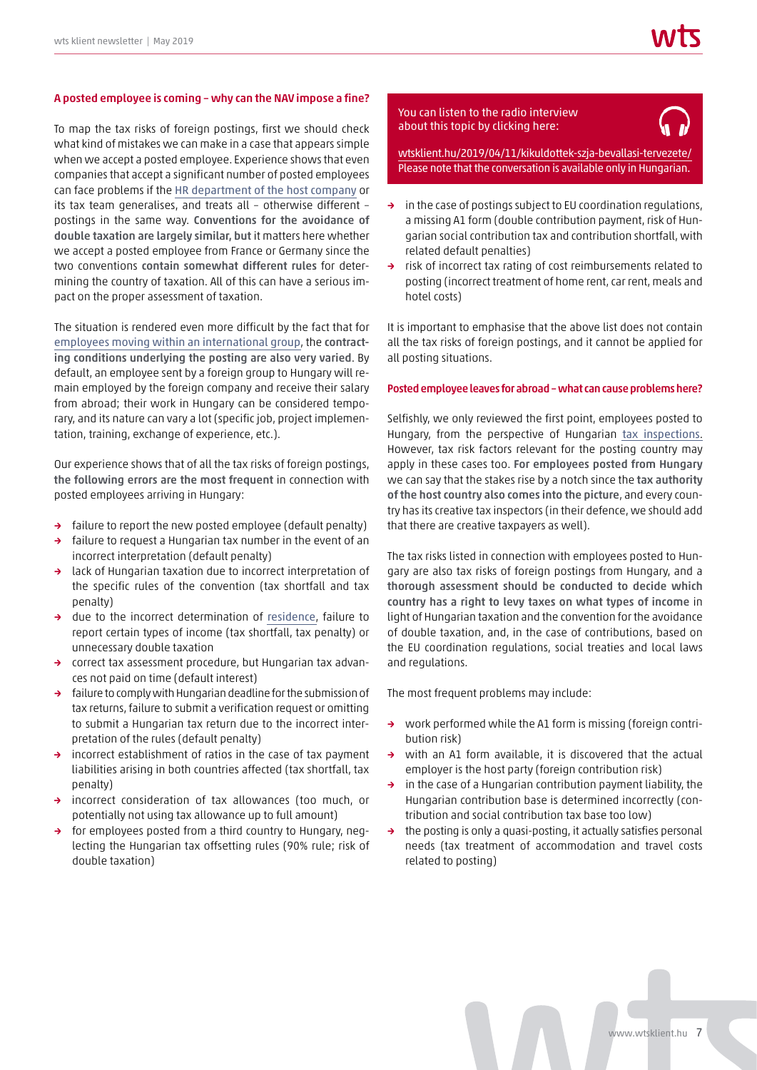## A posted employee is coming – why can the NAV impose a fine?

To map the tax risks of foreign postings, first we should check what kind of mistakes we can make in a case that appears simple when we accept a posted employee. Experience shows that even companies that accept a significant number of posted employees can face problems if the HR department of the host company or its tax team generalises, and treats all – otherwise different – postings in the same way. **Conventions for the avoidance of double taxation are largely similar, but** it matters here whether we accept a posted employee from France or Germany since the two conventions **contain somewhat different rules** for determining the country of taxation. All of this can have a serious impact on the proper assessment of taxation.

The situation is rendered even more difficult by the fact that for employees moving within an international group, the **contracting conditions underlying the posting are also very varied**. By default, an employee sent by a foreign group to Hungary will remain employed by the foreign company and receive their salary from abroad; their work in Hungary can be considered temporary, and its nature can vary a lot (specific job, project implementation, training, exchange of experience, etc.).

Our experience shows that of all the tax risks of foreign postings, **the following errors are the most frequent** in connection with posted employees arriving in Hungary:

- failure to report the new posted employee (default penalty)
- failure to request a Hungarian tax number in the event of an incorrect interpretation (default penalty)
- lack of Hungarian taxation due to incorrect interpretation of the specific rules of the convention (tax shortfall and tax penalty)
- due to the incorrect determination of residence, failure to report certain types of income (tax shortfall, tax penalty) or unnecessary double taxation
- correct tax assessment procedure, but Hungarian tax advances not paid on time (default interest)
- failure to comply with Hungarian deadline for the submission of tax returns, failure to submit a verification request or omitting to submit a Hungarian tax return due to the incorrect interpretation of the rules (default penalty)
- incorrect establishment of ratios in the case of tax payment liabilities arising in both countries affected (tax shortfall, tax penalty)
- incorrect consideration of tax allowances (too much, or potentially not using tax allowance up to full amount)
- for employees posted from a third country to Hungary, neglecting the Hungarian tax offsetting rules (90% rule; risk of double taxation)

You can listen to the radio interview about this topic by clicking here:

wtsklient.hu/2019/04/11/kikuldottek-szja-bevallasi-tervezete/
Please note that the conversation is available only in Hungarian.

- in the case of postings subject to EU coordination regulations, a missing A1 form (double contribution payment, risk of Hungarian social contribution tax and contribution shortfall, with related default penalties)
- risk of incorrect tax rating of cost reimbursements related to posting (incorrect treatment of home rent, car rent, meals and hotel costs)

It is important to emphasise that the above list does not contain all the tax risks of foreign postings, and it cannot be applied for all posting situations.

## Posted employee leaves for abroad – what can cause problems here?

Selfishly, we only reviewed the first point, employees posted to Hungary, from the perspective of Hungarian tax inspections. However, tax risk factors relevant for the posting country may apply in these cases too. **For employees posted from Hungary** we can say that the stakes rise by a notch since the **tax authority of the host country also comes into the picture**, and every country has its creative tax inspectors (in their defence, we should add that there are creative taxpayers as well).

The tax risks listed in connection with employees posted to Hungary are also tax risks of foreign postings from Hungary, and a **thorough assessment should be conducted to decide which country has a right to levy taxes on what types of income** in light of Hungarian taxation and the convention for the avoidance of double taxation, and, in the case of contributions, based on the EU coordination regulations, social treaties and local laws and regulations.

The most frequent problems may include:

- work performed while the A1 form is missing (foreign contribution risk)
- with an A1 form available, it is discovered that the actual employer is the host party (foreign contribution risk)
- in the case of a Hungarian contribution payment liability, the Hungarian contribution base is determined incorrectly (contribution and social contribution tax base too low)
- the posting is only a quasi-posting, it actually satisfies personal needs (tax treatment of accommodation and travel costs related to posting)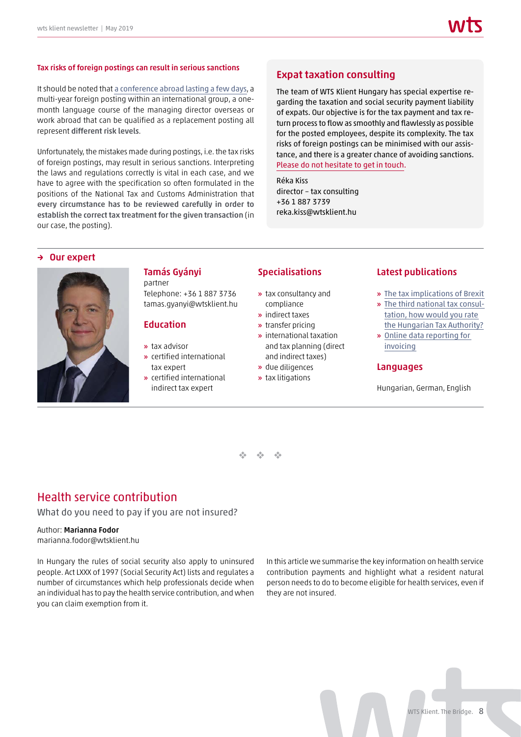#### Tax risks of foreign postings can result in serious sanctions

It should be noted that a conference abroad lasting a few days, a multi-year foreign posting within an international group, a one-month language course of the managing director overseas or work abroad that can be qualified as a replacement posting all represent **different risk levels**.

Unfortunately, the mistakes made during postings, i.e. the tax risks of foreign postings, may result in serious sanctions. Interpreting the laws and regulations correctly is vital in each case, and we have to agree with the specification so often formulated in the positions of the National Tax and Customs Administration that **every circumstance has to be reviewed carefully in order to establish the correct tax treatment for the given transaction** (in our case, the posting).

### Expat taxation consulting

The team of WTS Klient Hungary has special expertise regarding the taxation and social security payment liability of expats. Our objective is for the tax payment and tax return process to flow as smoothly and flawlessly as possible for the posted employees, despite its complexity. The tax risks of foreign postings can be minimised with our assistance, and there is a greater chance of avoiding sanctions. Please do not hesitate to get in touch.

Réka Kiss
director – tax consulting
+36 1 887 3739
reka.kiss@wtsklient.hu

### → Our expert

**Tamás Gyányi**
partner
Telephone: +36 1 887 3736
tamas.gyanyi@wtsklient.hu

**Education**

- tax advisor
- certified international tax expert
- certified international indirect tax expert

**Specialisations**

- tax consultancy and compliance
- indirect taxes
- transfer pricing
- international taxation and tax planning (direct and indirect taxes)
- due diligences
- tax litigations

**Latest publications**

- The tax implications of Brexit
- The third national tax consultation, how would you rate the Hungarian Tax Authority?
- Online data reporting for invoicing

**Languages**

Hungarian, German, English

# Health service contribution

What do you need to pay if you are not insured?

Author: **Marianna Fodor**
marianna.fodor@wtsklient.hu

In Hungary the rules of social security also apply to uninsured people. Act LXXX of 1997 (Social Security Act) lists and regulates a number of circumstances which help professionals decide when an individual has to pay the health service contribution, and when you can claim exemption from it.

In this article we summarise the key information on health service contribution payments and highlight what a resident natural person needs to do to become eligible for health services, even if they are not insured.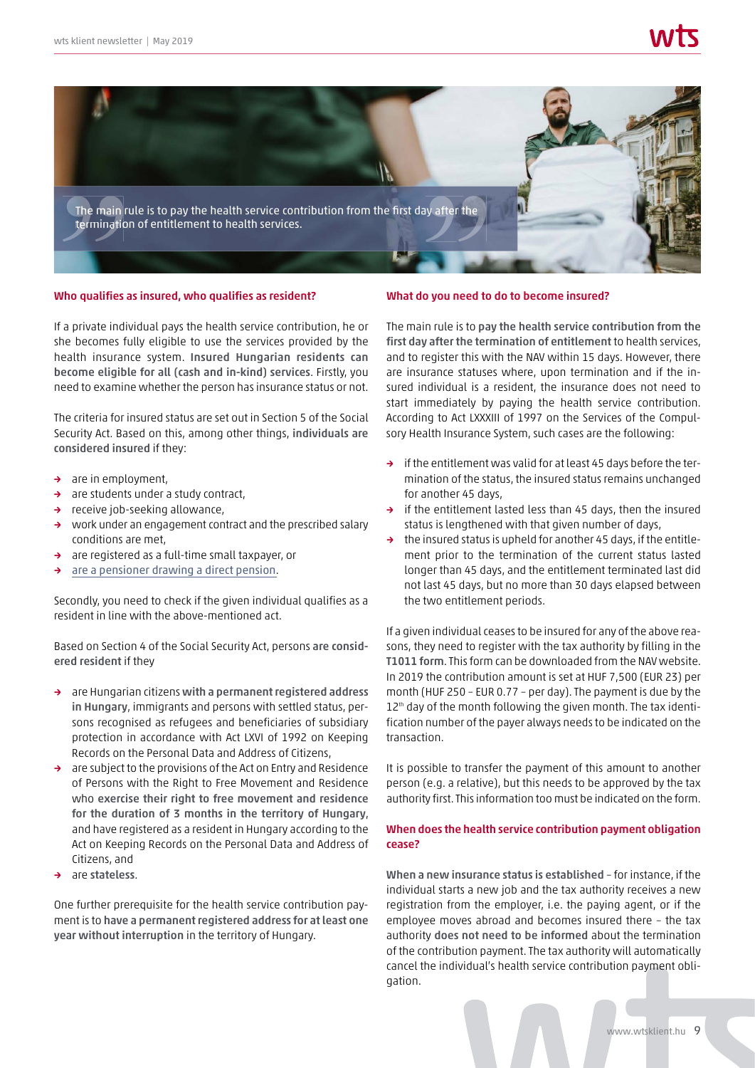> The main rule is to pay the health service contribution from the first day after the termination of entitlement to health services.

### Who qualifies as insured, who qualifies as resident?

If a private individual pays the health service contribution, he or she becomes fully eligible to use the services provided by the health insurance system. **Insured Hungarian residents can become eligible for all (cash and in-kind) services**. Firstly, you need to examine whether the person has insurance status or not.

The criteria for insured status are set out in Section 5 of the Social Security Act. Based on this, among other things, **individuals are considered insured** if they:

- are in employment,
- are students under a study contract,
- receive job-seeking allowance,
- work under an engagement contract and the prescribed salary conditions are met,
- are registered as a full-time small taxpayer, or
- are a pensioner drawing a direct pension.

Secondly, you need to check if the given individual qualifies as a resident in line with the above-mentioned act.

Based on Section 4 of the Social Security Act, persons **are considered resident** if they

- are Hungarian citizens **with a permanent registered address in Hungary**, immigrants and persons with settled status, persons recognised as refugees and beneficiaries of subsidiary protection in accordance with Act LXVI of 1992 on Keeping Records on the Personal Data and Address of Citizens,
- are subject to the provisions of the Act on Entry and Residence of Persons with the Right to Free Movement and Residence who **exercise their right to free movement and residence for the duration of 3 months in the territory of Hungary**, and have registered as a resident in Hungary according to the Act on Keeping Records on the Personal Data and Address of Citizens, and
- are **stateless**.

One further prerequisite for the health service contribution payment is to **have a permanent registered address for at least one year without interruption** in the territory of Hungary.

### What do you need to do to become insured?

The main rule is to **pay the health service contribution from the first day after the termination of entitlement** to health services, and to register this with the NAV within 15 days. However, there are insurance statuses where, upon termination and if the insured individual is a resident, the insurance does not need to start immediately by paying the health service contribution. According to Act LXXXIII of 1997 on the Services of the Compulsory Health Insurance System, such cases are the following:

- if the entitlement was valid for at least 45 days before the termination of the status, the insured status remains unchanged for another 45 days,
- if the entitlement lasted less than 45 days, then the insured status is lengthened with that given number of days,
- the insured status is upheld for another 45 days, if the entitlement prior to the termination of the current status lasted longer than 45 days, and the entitlement terminated last did not last 45 days, but no more than 30 days elapsed between the two entitlement periods.

If a given individual ceases to be insured for any of the above reasons, they need to register with the tax authority by filling in the **T1011 form**. This form can be downloaded from the NAV website. In 2019 the contribution amount is set at HUF 7,500 (EUR 23) per month (HUF 250 – EUR 0.77 – per day). The payment is due by the 12th day of the month following the given month. The tax identification number of the payer always needs to be indicated on the transaction.

It is possible to transfer the payment of this amount to another person (e.g. a relative), but this needs to be approved by the tax authority first. This information too must be indicated on the form.

### When does the health service contribution payment obligation cease?

**When a new insurance status is established** – for instance, if the individual starts a new job and the tax authority receives a new registration from the employer, i.e. the paying agent, or if the employee moves abroad and becomes insured there – the tax authority **does not need to be informed** about the termination of the contribution payment. The tax authority will automatically cancel the individual's health service contribution payment obligation.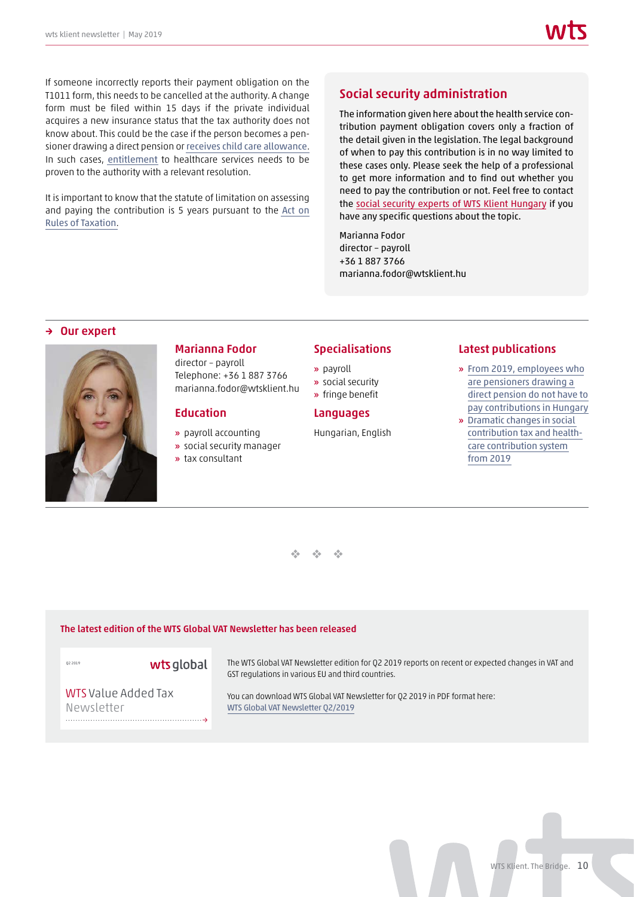If someone incorrectly reports their payment obligation on the T1011 form, this needs to be cancelled at the authority. A change form must be filed within 15 days if the private individual acquires a new insurance status that the tax authority does not know about. This could be the case if the person becomes a pensioner drawing a direct pension or receives child care allowance. In such cases, entitlement to healthcare services needs to be proven to the authority with a relevant resolution.

It is important to know that the statute of limitation on assessing and paying the contribution is 5 years pursuant to the Act on Rules of Taxation.

## Social security administration

The information given here about the health service contribution payment obligation covers only a fraction of the detail given in the legislation. The legal background of when to pay this contribution is in no way limited to these cases only. Please seek the help of a professional to get more information and to find out whether you need to pay the contribution or not. Feel free to contact the social security experts of WTS Klient Hungary if you have any specific questions about the topic.

Marianna Fodor
director – payroll
+36 1 887 3766
marianna.fodor@wtsklient.hu

## → Our expert

### Marianna Fodor

director – payroll
Telephone: +36 1 887 3766
marianna.fodor@wtsklient.hu

### Education

- payroll accounting
- social security manager
- tax consultant

### Specialisations

- payroll
- social security
- fringe benefit

### Languages

Hungarian, English

### Latest publications

- From 2019, employees who are pensioners drawing a direct pension do not have to pay contributions in Hungary
- Dramatic changes in social contribution tax and health-care contribution system from 2019

❖ ❖ ❖

**The latest edition of the WTS Global VAT Newsletter has been released**

Q2 2019 wts global

WTS Value Added Tax Newsletter

The WTS Global VAT Newsletter edition for Q2 2019 reports on recent or expected changes in VAT and GST regulations in various EU and third countries.

You can download WTS Global VAT Newsletter for Q2 2019 in PDF format here:
WTS Global VAT Newsletter Q2/2019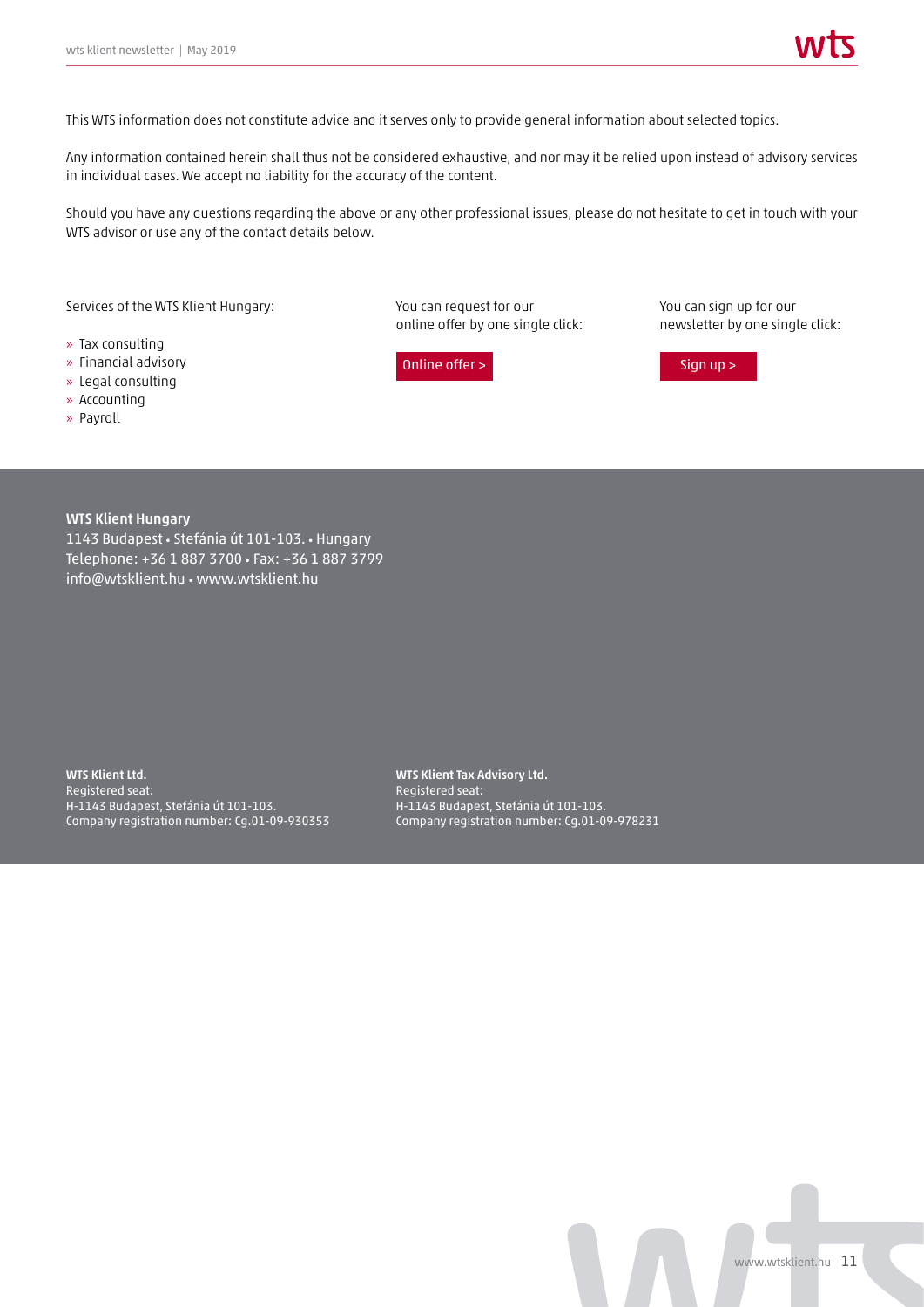This WTS information does not constitute advice and it serves only to provide general information about selected topics.

Any information contained herein shall thus not be considered exhaustive, and nor may it be relied upon instead of advisory services in individual cases. We accept no liability for the accuracy of the content.

Should you have any questions regarding the above or any other professional issues, please do not hesitate to get in touch with your WTS advisor or use any of the contact details below.

Services of the WTS Klient Hungary:

- Tax consulting
- Financial advisory
- Legal consulting
- Accounting
- Payroll

You can request for our online offer by one single click:

Online offer >

You can sign up for our newsletter by one single click:

Sign up >

**WTS Klient Hungary**
1143 Budapest • Stefánia út 101-103. • Hungary
Telephone: +36 1 887 3700 • Fax: +36 1 887 3799
info@wtsklient.hu • www.wtsklient.hu

**WTS Klient Ltd.**
Registered seat:
H-1143 Budapest, Stefánia út 101-103.
Company registration number: Cg.01-09-930353

**WTS Klient Tax Advisory Ltd.**
Registered seat:
H-1143 Budapest, Stefánia út 101-103.
Company registration number: Cg.01-09-978231